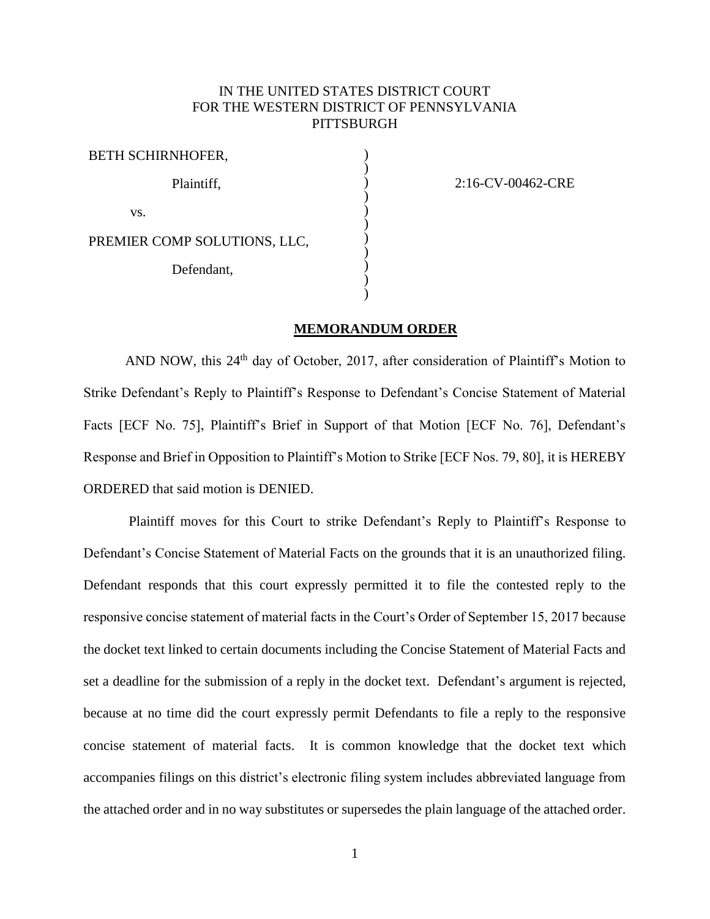IN THE UNITED STATES DISTRICT COURT
FOR THE WESTERN DISTRICT OF PENNSYLVANIA
PITTSBURGH

| | | |
|---|---|---|
| BETH SCHIRNHOFER, | ) | |
| Plaintiff, | ) | 2:16-CV-00462-CRE |
| vs. | ) | |
| PREMIER COMP SOLUTIONS, LLC, | ) | |
| Defendant, | ) | |

## MEMORANDUM ORDER

AND NOW, this 24th day of October, 2017, after consideration of Plaintiff's Motion to Strike Defendant's Reply to Plaintiff's Response to Defendant's Concise Statement of Material Facts [ECF No. 75], Plaintiff's Brief in Support of that Motion [ECF No. 76], Defendant's Response and Brief in Opposition to Plaintiff's Motion to Strike [ECF Nos. 79, 80], it is HEREBY ORDERED that said motion is DENIED.

Plaintiff moves for this Court to strike Defendant's Reply to Plaintiff's Response to Defendant's Concise Statement of Material Facts on the grounds that it is an unauthorized filing. Defendant responds that this court expressly permitted it to file the contested reply to the responsive concise statement of material facts in the Court's Order of September 15, 2017 because the docket text linked to certain documents including the Concise Statement of Material Facts and set a deadline for the submission of a reply in the docket text. Defendant's argument is rejected, because at no time did the court expressly permit Defendants to file a reply to the responsive concise statement of material facts. It is common knowledge that the docket text which accompanies filings on this district's electronic filing system includes abbreviated language from the attached order and in no way substitutes or supersedes the plain language of the attached order.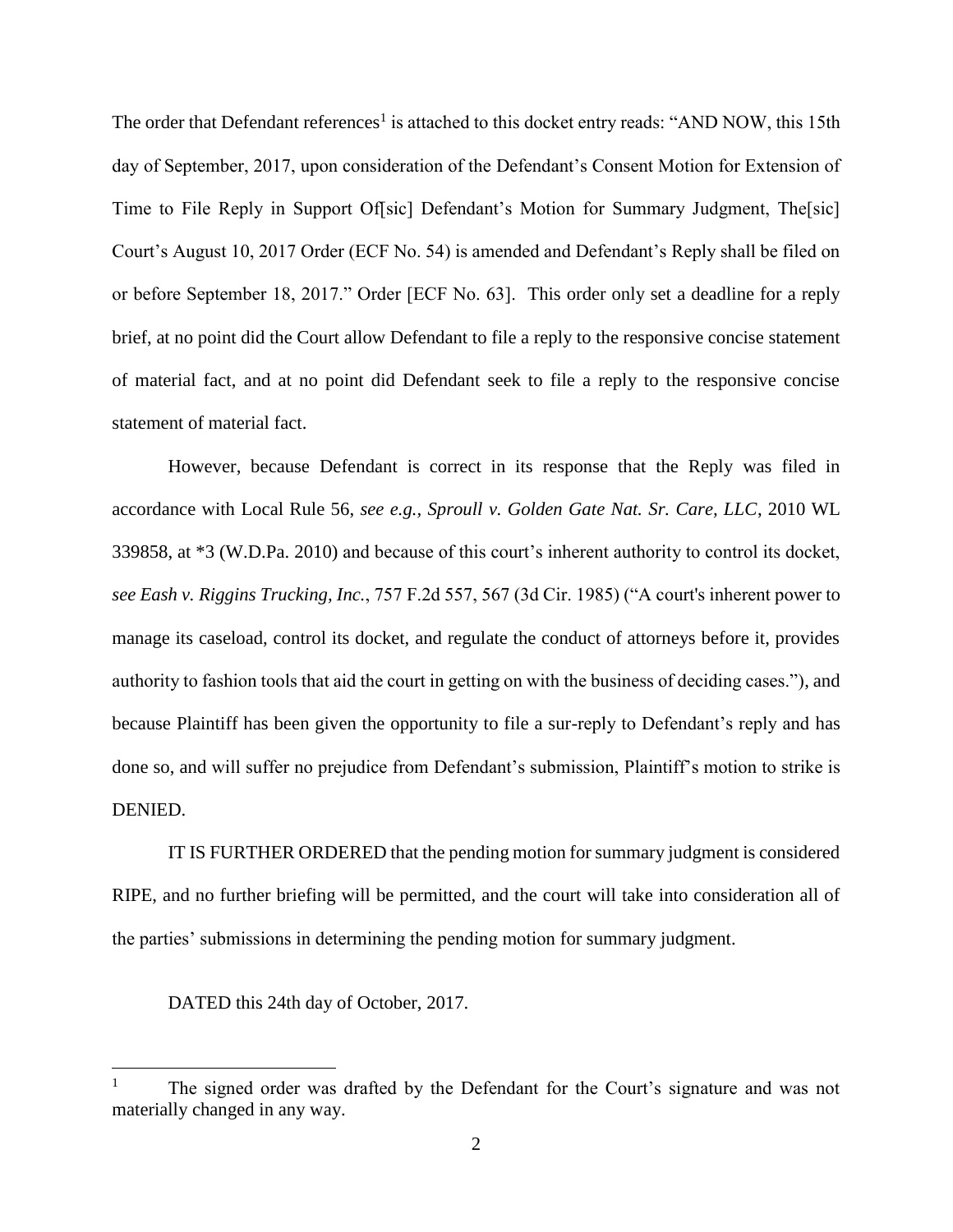The order that Defendant references[1] is attached to this docket entry reads: "AND NOW, this 15th day of September, 2017, upon consideration of the Defendant's Consent Motion for Extension of Time to File Reply in Support Of[sic] Defendant's Motion for Summary Judgment, The[sic] Court's August 10, 2017 Order (ECF No. 54) is amended and Defendant's Reply shall be filed on or before September 18, 2017." Order [ECF No. 63]. This order only set a deadline for a reply brief, at no point did the Court allow Defendant to file a reply to the responsive concise statement of material fact, and at no point did Defendant seek to file a reply to the responsive concise statement of material fact.

However, because Defendant is correct in its response that the Reply was filed in accordance with Local Rule 56, *see e.g., Sproull v. Golden Gate Nat. Sr. Care, LLC*, 2010 WL 339858, at *3 (W.D.Pa. 2010) and because of this court's inherent authority to control its docket, *see Eash v. Riggins Trucking, Inc.*, 757 F.2d 557, 567 (3d Cir. 1985) ("A court's inherent power to manage its caseload, control its docket, and regulate the conduct of attorneys before it, provides authority to fashion tools that aid the court in getting on with the business of deciding cases."), and because Plaintiff has been given the opportunity to file a sur-reply to Defendant's reply and has done so, and will suffer no prejudice from Defendant's submission, Plaintiff's motion to strike is DENIED.

IT IS FURTHER ORDERED that the pending motion for summary judgment is considered RIPE, and no further briefing will be permitted, and the court will take into consideration all of the parties' submissions in determining the pending motion for summary judgment.

DATED this 24th day of October, 2017.

---

[1] The signed order was drafted by the Defendant for the Court's signature and was not materially changed in any way.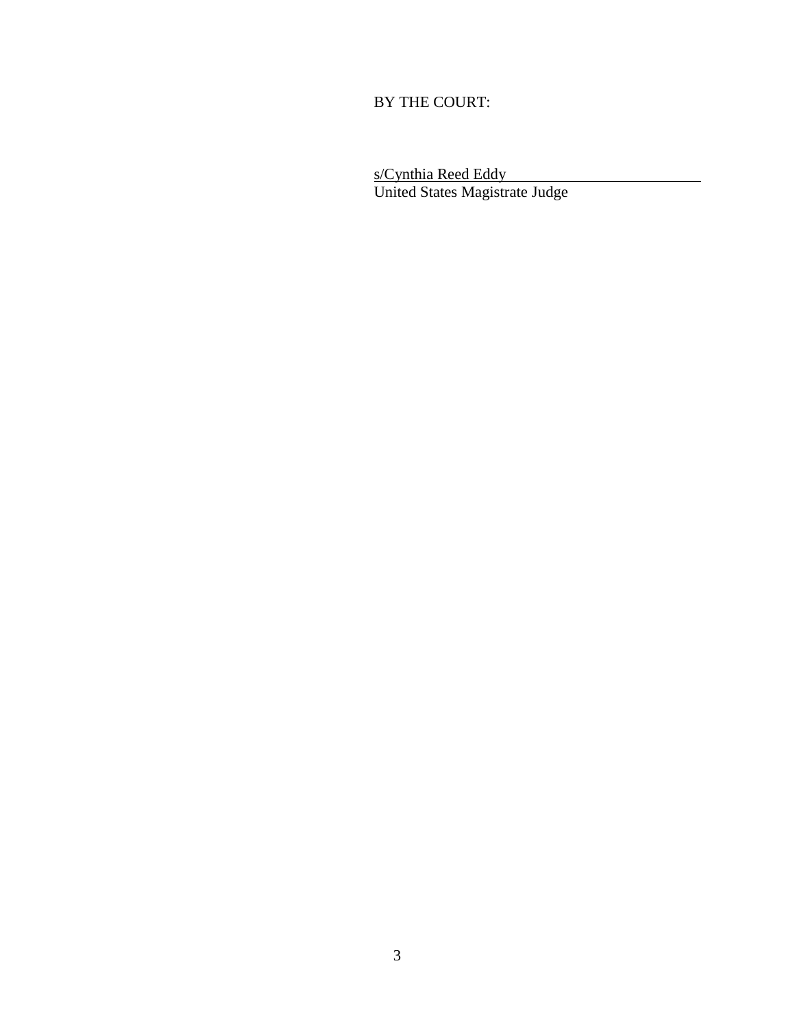BY THE COURT:

s/Cynthia Reed Eddy
United States Magistrate Judge